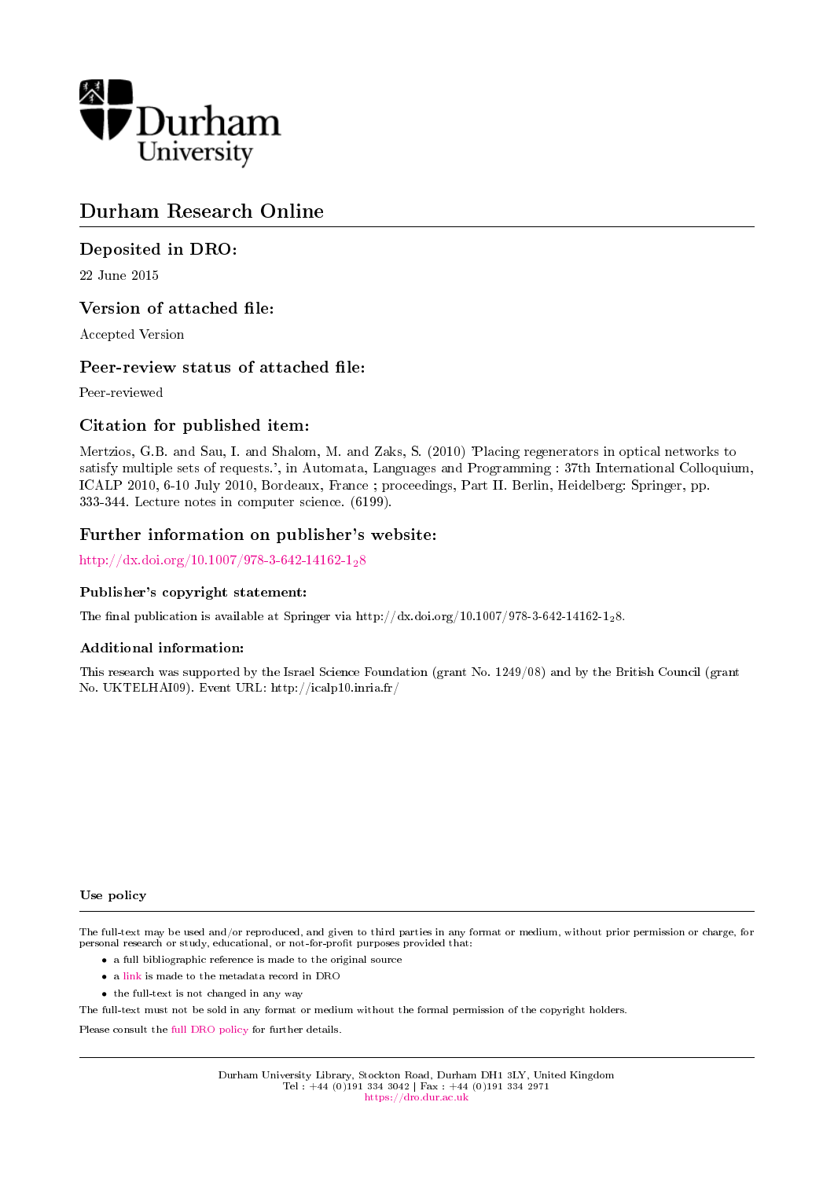# Durham Research Online

## Deposited in DRO:

22 June 2015

## Version of attached file:

Accepted Version

## Peer-review status of attached file:

Peer-reviewed

## Citation for published item:

Mertzios, G.B. and Sau, I. and Shalom, M. and Zaks, S. (2010) 'Placing regenerators in optical networks to satisfy multiple sets of requests.', in Automata, Languages and Programming : 37th International Colloquium, ICALP 2010, 6-10 July 2010, Bordeaux, France ; proceedings, Part II. Berlin, Heidelberg: Springer, pp. 333-344. Lecture notes in computer science. (6199).

## Further information on publisher's website:

http://dx.doi.org/10.1007/978-3-642-14162-1_28

### Publisher's copyright statement:

The final publication is available at Springer via http://dx.doi.org/10.1007/978-3-642-14162-1_28.

### Additional information:

This research was supported by the Israel Science Foundation (grant No. 1249/08) and by the British Council (grant No. UKTELHAI09). Event URL: http://icalp10.inria.fr/

### Use policy

The full-text may be used and/or reproduced, and given to third parties in any format or medium, without prior permission or charge, for personal research or study, educational, or not-for-profit purposes provided that:

- a full bibliographic reference is made to the original source
- a link is made to the metadata record in DRO
- the full-text is not changed in any way

The full-text must not be sold in any format or medium without the formal permission of the copyright holders.

Please consult the full DRO policy for further details.

Durham University Library, Stockton Road, Durham DH1 3LY, United Kingdom
Tel : +44 (0)191 334 3042 | Fax : +44 (0)191 334 2971
https://dro.dur.ac.uk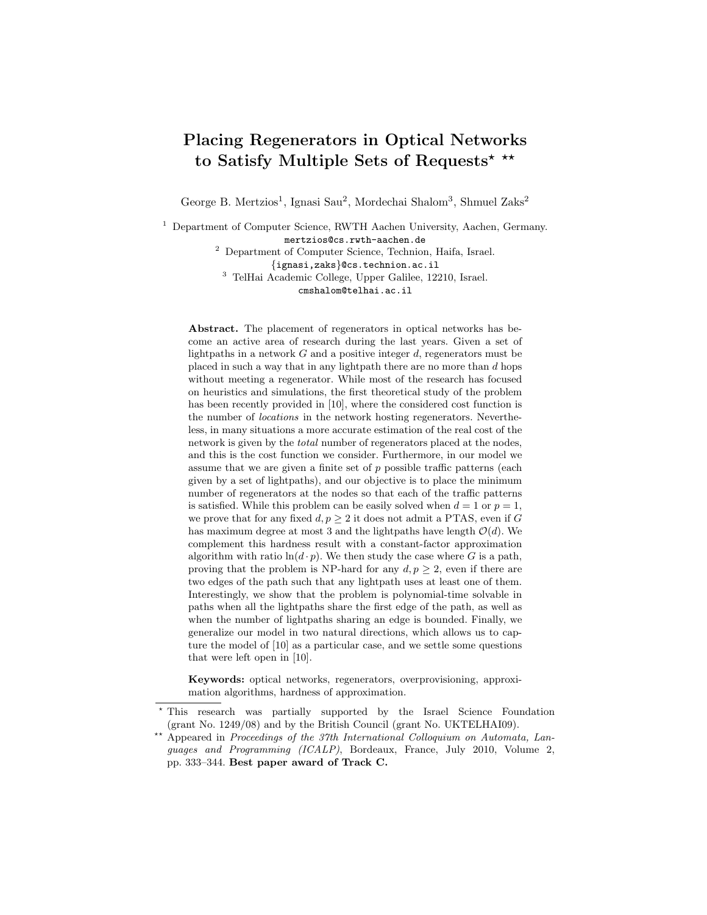# Placing Regenerators in Optical Networks to Satisfy Multiple Sets of Requests* **

George B. Mertzios[1], Ignasi Sau[2], Mordechai Shalom[3], Shmuel Zaks[2]

[1] Department of Computer Science, RWTH Aachen University, Aachen, Germany.
mertzios@cs.rwth-aachen.de

[2] Department of Computer Science, Technion, Haifa, Israel.
{ignasi,zaks}@cs.technion.ac.il

[3] TelHai Academic College, Upper Galilee, 12210, Israel.
cmshalom@telhai.ac.il

**Abstract.** The placement of regenerators in optical networks has become an active area of research during the last years. Given a set of lightpaths in a network $G$ and a positive integer $d$, regenerators must be placed in such a way that in any lightpath there are no more than $d$ hops without meeting a regenerator. While most of the research has focused on heuristics and simulations, the first theoretical study of the problem has been recently provided in [10], where the considered cost function is the number of *locations* in the network hosting regenerators. Nevertheless, in many situations a more accurate estimation of the real cost of the network is given by the *total* number of regenerators placed at the nodes, and this is the cost function we consider. Furthermore, in our model we assume that we are given a finite set of $p$ possible traffic patterns (each given by a set of lightpaths), and our objective is to place the minimum number of regenerators at the nodes so that each of the traffic patterns is satisfied. While this problem can be easily solved when $d = 1$ or $p = 1$, we prove that for any fixed $d, p \geq 2$ it does not admit a PTAS, even if $G$ has maximum degree at most 3 and the lightpaths have length $\mathcal{O}(d)$. We complement this hardness result with a constant-factor approximation algorithm with ratio $\ln(d \cdot p)$. We then study the case where $G$ is a path, proving that the problem is NP-hard for any $d, p \geq 2$, even if there are two edges of the path such that any lightpath uses at least one of them. Interestingly, we show that the problem is polynomial-time solvable in paths when all the lightpaths share the first edge of the path, as well as when the number of lightpaths sharing an edge is bounded. Finally, we generalize our model in two natural directions, which allows us to capture the model of [10] as a particular case, and we settle some questions that were left open in [10].

**Keywords:** optical networks, regenerators, overprovisioning, approximation algorithms, hardness of approximation.

---

* This research was partially supported by the Israel Science Foundation (grant No. 1249/08) and by the British Council (grant No. UKTELHAI09).

** Appeared in *Proceedings of the 37th International Colloquium on Automata, Languages and Programming (ICALP)*, Bordeaux, France, July 2010, Volume 2, pp. 333–344. **Best paper award of Track C.**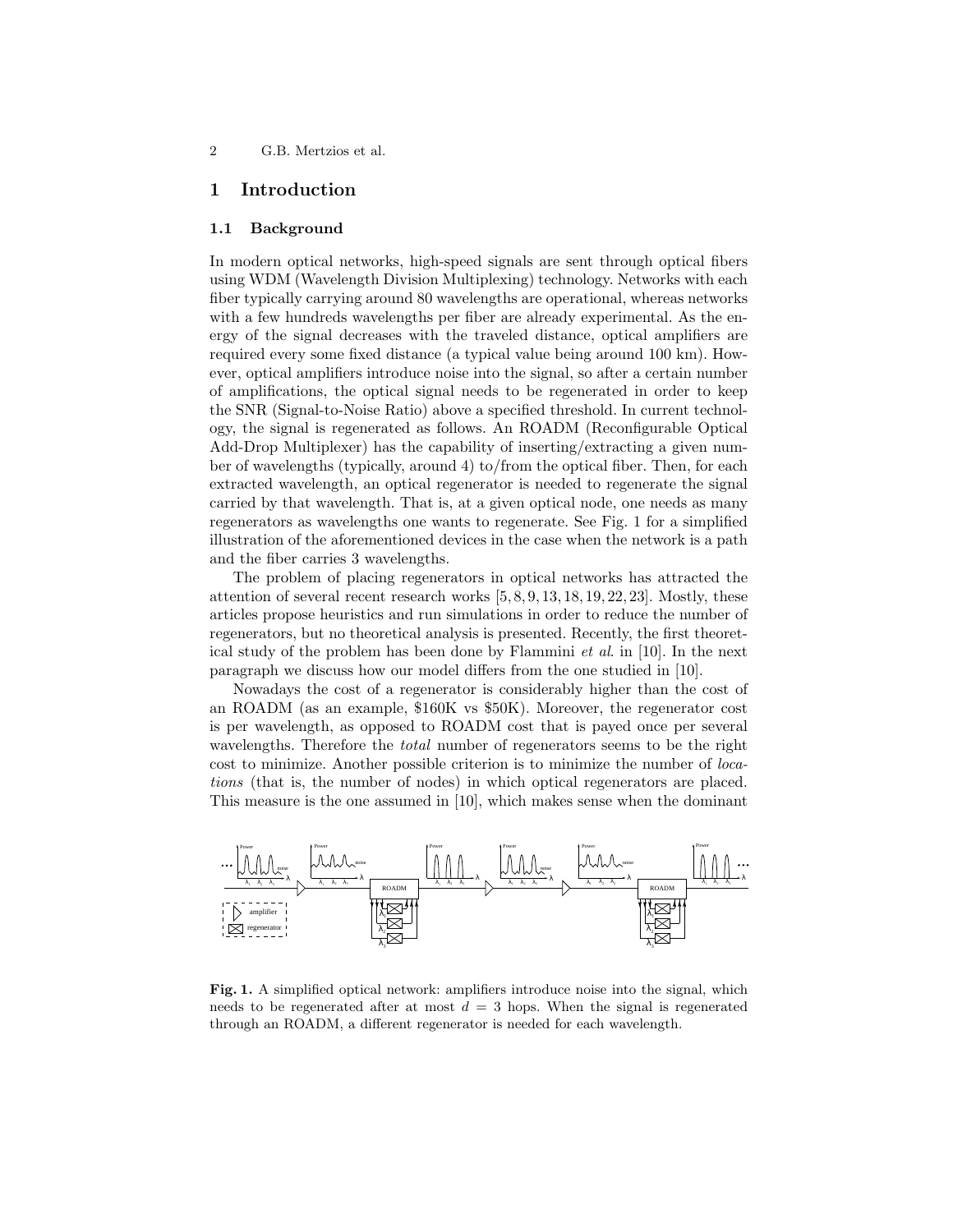# 1 Introduction

## 1.1 Background

In modern optical networks, high-speed signals are sent through optical fibers using WDM (Wavelength Division Multiplexing) technology. Networks with each fiber typically carrying around 80 wavelengths are operational, whereas networks with a few hundreds wavelengths per fiber are already experimental. As the energy of the signal decreases with the traveled distance, optical amplifiers are required every some fixed distance (a typical value being around 100 km). However, optical amplifiers introduce noise into the signal, so after a certain number of amplifications, the optical signal needs to be regenerated in order to keep the SNR (Signal-to-Noise Ratio) above a specified threshold. In current technology, the signal is regenerated as follows. An ROADM (Reconfigurable Optical Add-Drop Multiplexer) has the capability of inserting/extracting a given number of wavelengths (typically, around 4) to/from the optical fiber. Then, for each extracted wavelength, an optical regenerator is needed to regenerate the signal carried by that wavelength. That is, at a given optical node, one needs as many regenerators as wavelengths one wants to regenerate. See Fig. 1 for a simplified illustration of the aforementioned devices in the case when the network is a path and the fiber carries 3 wavelengths.

The problem of placing regenerators in optical networks has attracted the attention of several recent research works [5, 8, 9, 13, 18, 19, 22, 23]. Mostly, these articles propose heuristics and run simulations in order to reduce the number of regenerators, but no theoretical analysis is presented. Recently, the first theoretical study of the problem has been done by Flammini *et al.* in [10]. In the next paragraph we discuss how our model differs from the one studied in [10].

Nowadays the cost of a regenerator is considerably higher than the cost of an ROADM (as an example, \$160K vs \$50K). Moreover, the regenerator cost is per wavelength, as opposed to ROADM cost that is payed once per several wavelengths. Therefore the *total* number of regenerators seems to be the right cost to minimize. Another possible criterion is to minimize the number of *locations* (that is, the number of nodes) in which optical regenerators are placed. This measure is the one assumed in [10], which makes sense when the dominant

**Fig. 1.** A simplified optical network: amplifiers introduce noise into the signal, which needs to be regenerated after at most $d = 3$ hops. When the signal is regenerated through an ROADM, a different regenerator is needed for each wavelength.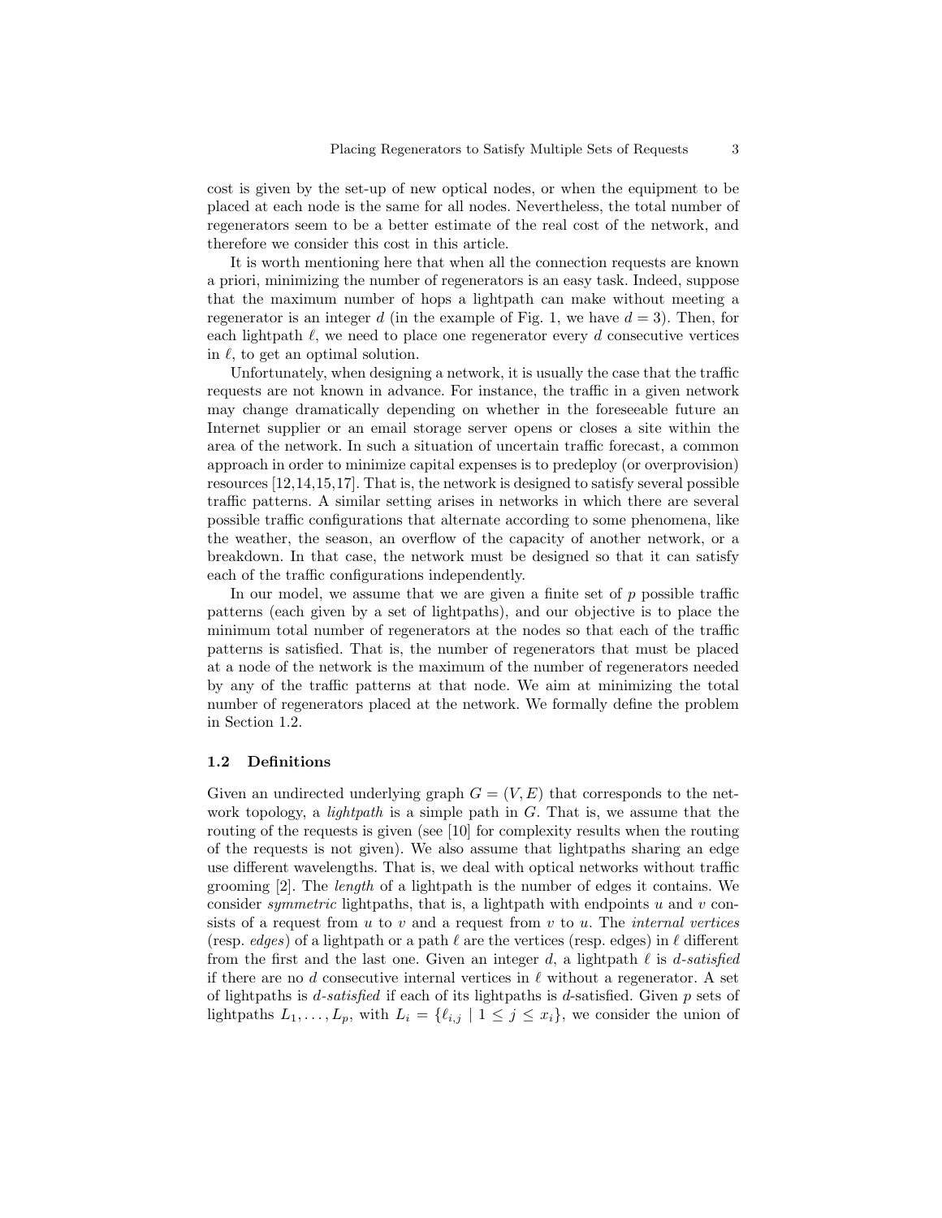cost is given by the set-up of new optical nodes, or when the equipment to be placed at each node is the same for all nodes. Nevertheless, the total number of regenerators seem to be a better estimate of the real cost of the network, and therefore we consider this cost in this article.

It is worth mentioning here that when all the connection requests are known a priori, minimizing the number of regenerators is an easy task. Indeed, suppose that the maximum number of hops a lightpath can make without meeting a regenerator is an integer $d$ (in the example of Fig. 1, we have $d = 3$). Then, for each lightpath $\ell$, we need to place one regenerator every $d$ consecutive vertices in $\ell$, to get an optimal solution.

Unfortunately, when designing a network, it is usually the case that the traffic requests are not known in advance. For instance, the traffic in a given network may change dramatically depending on whether in the foreseeable future an Internet supplier or an email storage server opens or closes a site within the area of the network. In such a situation of uncertain traffic forecast, a common approach in order to minimize capital expenses is to predeploy (or overprovision) resources [12,14,15,17]. That is, the network is designed to satisfy several possible traffic patterns. A similar setting arises in networks in which there are several possible traffic configurations that alternate according to some phenomena, like the weather, the season, an overflow of the capacity of another network, or a breakdown. In that case, the network must be designed so that it can satisfy each of the traffic configurations independently.

In our model, we assume that we are given a finite set of $p$ possible traffic patterns (each given by a set of lightpaths), and our objective is to place the minimum total number of regenerators at the nodes so that each of the traffic patterns is satisfied. That is, the number of regenerators that must be placed at a node of the network is the maximum of the number of regenerators needed by any of the traffic patterns at that node. We aim at minimizing the total number of regenerators placed at the network. We formally define the problem in Section 1.2.

### 1.2 Definitions

Given an undirected underlying graph $G = (V, E)$ that corresponds to the network topology, a *lightpath* is a simple path in $G$. That is, we assume that the routing of the requests is given (see [10] for complexity results when the routing of the requests is not given). We also assume that lightpaths sharing an edge use different wavelengths. That is, we deal with optical networks without traffic grooming [2]. The *length* of a lightpath is the number of edges it contains. We consider *symmetric* lightpaths, that is, a lightpath with endpoints $u$ and $v$ consists of a request from $u$ to $v$ and a request from $v$ to $u$. The *internal vertices* (resp. *edges*) of a lightpath or a path $\ell$ are the vertices (resp. edges) in $\ell$ different from the first and the last one. Given an integer $d$, a lightpath $\ell$ is *d-satisfied* if there are no $d$ consecutive internal vertices in $\ell$ without a regenerator. A set of lightpaths is *d-satisfied* if each of its lightpaths is $d$-satisfied. Given $p$ sets of lightpaths $L_1, \ldots, L_p$, with $L_i = \{\ell_{i,j} \mid 1 \leq j \leq x_i\}$, we consider the union of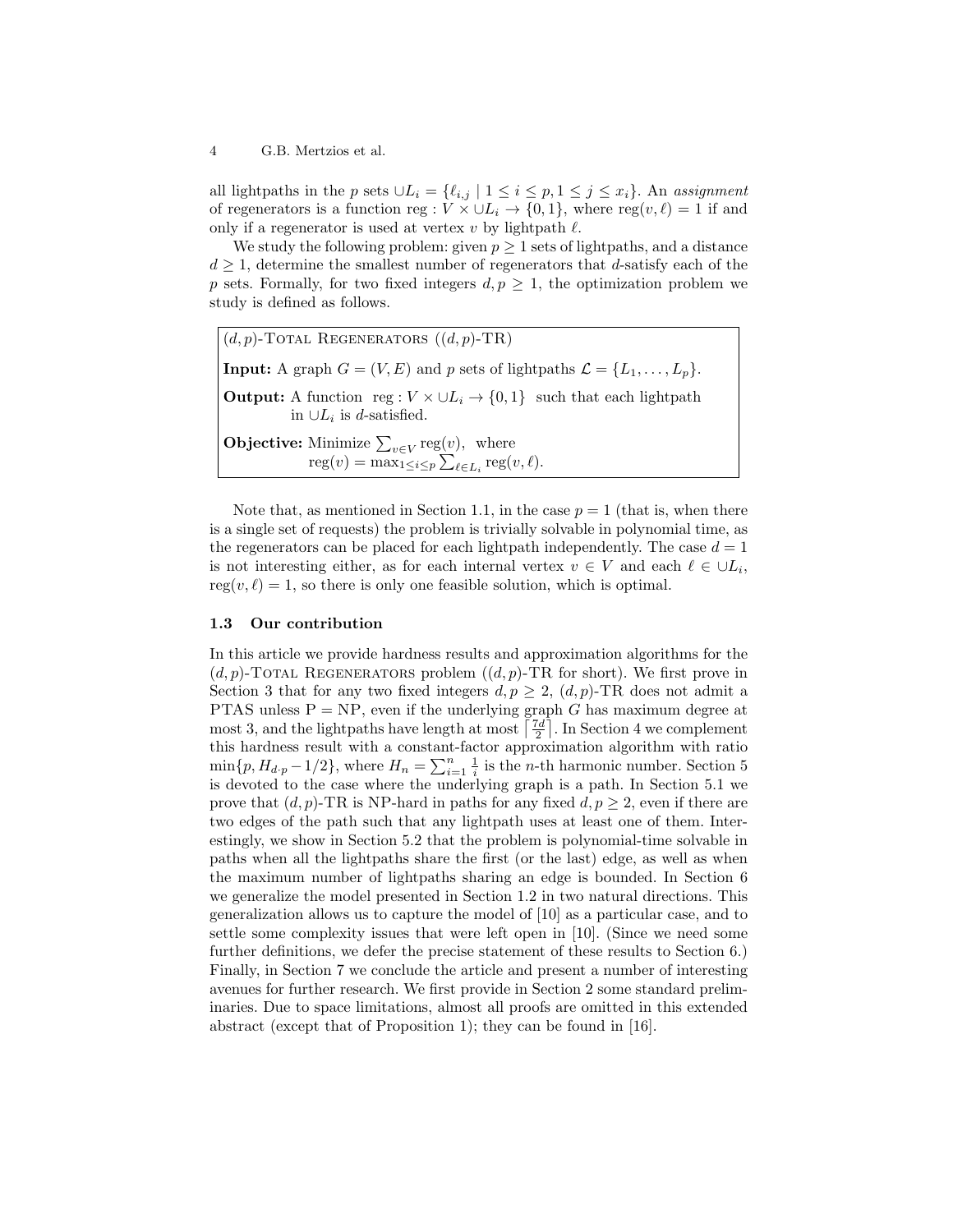all lightpaths in the $p$ sets $\cup L_i = \{\ell_{i,j} \mid 1 \leq i \leq p, 1 \leq j \leq x_i\}$. An *assignment* of regenerators is a function $\text{reg} : V \times \cup L_i \to \{0, 1\}$, where $\text{reg}(v, \ell) = 1$ if and only if a regenerator is used at vertex $v$ by lightpath $\ell$.

We study the following problem: given $p \geq 1$ sets of lightpaths, and a distance $d \geq 1$, determine the smallest number of regenerators that $d$-satisfy each of the $p$ sets. Formally, for two fixed integers $d, p \geq 1$, the optimization problem we study is defined as follows.

> $(d, p)$-Total Regenerators ($(d, p)$-TR)
>
> **Input:** A graph $G = (V, E)$ and $p$ sets of lightpaths $\mathcal{L} = \{L_1, \ldots, L_p\}$.
>
> **Output:** A function $\text{reg} : V \times \cup L_i \to \{0, 1\}$ such that each lightpath in $\cup L_i$ is $d$-satisfied.
>
> **Objective:** Minimize $\sum_{v \in V} \text{reg}(v)$, where $\text{reg}(v) = \max_{1 \leq i \leq p} \sum_{\ell \in L_i} \text{reg}(v, \ell)$.

Note that, as mentioned in Section 1.1, in the case $p = 1$ (that is, when there is a single set of requests) the problem is trivially solvable in polynomial time, as the regenerators can be placed for each lightpath independently. The case $d = 1$ is not interesting either, as for each internal vertex $v \in V$ and each $\ell \in \cup L_i$, $\text{reg}(v, \ell) = 1$, so there is only one feasible solution, which is optimal.

### 1.3 Our contribution

In this article we provide hardness results and approximation algorithms for the $(d, p)$-Total Regenerators problem ($(d, p)$-TR for short). We first prove in Section 3 that for any two fixed integers $d, p \geq 2$, $(d, p)$-TR does not admit a PTAS unless P = NP, even if the underlying graph $G$ has maximum degree at most 3, and the lightpaths have length at most $\left\lceil \frac{7d}{2} \right\rceil$. In Section 4 we complement this hardness result with a constant-factor approximation algorithm with ratio $\min\{p, H_{d \cdot p} - 1/2\}$, where $H_n = \sum_{i=1}^{n} \frac{1}{i}$ is the $n$-th harmonic number. Section 5 is devoted to the case where the underlying graph is a path. In Section 5.1 we prove that $(d, p)$-TR is NP-hard in paths for any fixed $d, p \geq 2$, even if there are two edges of the path such that any lightpath uses at least one of them. Interestingly, we show in Section 5.2 that the problem is polynomial-time solvable in paths when all the lightpaths share the first (or the last) edge, as well as when the maximum number of lightpaths sharing an edge is bounded. In Section 6 we generalize the model presented in Section 1.2 in two natural directions. This generalization allows us to capture the model of [10] as a particular case, and to settle some complexity issues that were left open in [10]. (Since we need some further definitions, we defer the precise statement of these results to Section 6.) Finally, in Section 7 we conclude the article and present a number of interesting avenues for further research. We first provide in Section 2 some standard preliminaries. Due to space limitations, almost all proofs are omitted in this extended abstract (except that of Proposition 1); they can be found in [16].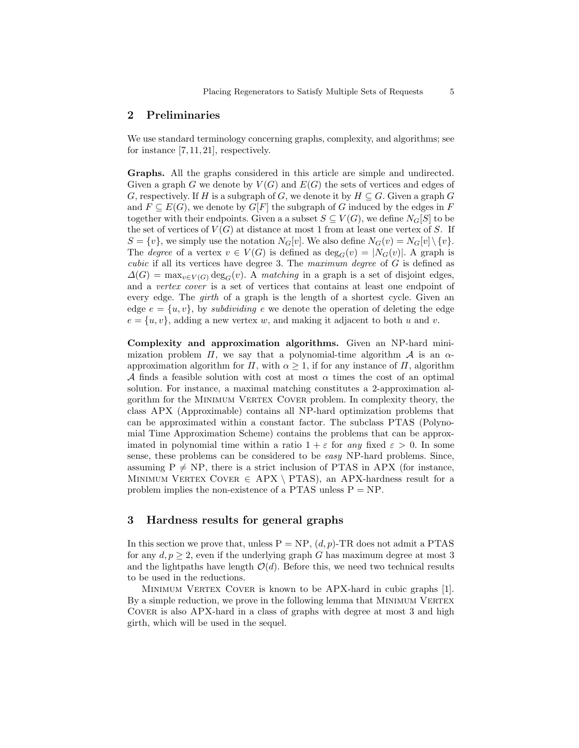## 2 Preliminaries

We use standard terminology concerning graphs, complexity, and algorithms; see for instance [7, 11, 21], respectively.

**Graphs.** All the graphs considered in this article are simple and undirected. Given a graph $G$ we denote by $V(G)$ and $E(G)$ the sets of vertices and edges of $G$, respectively. If $H$ is a subgraph of $G$, we denote it by $H \subseteq G$. Given a graph $G$ and $F \subseteq E(G)$, we denote by $G[F]$ the subgraph of $G$ induced by the edges in $F$ together with their endpoints. Given a a subset $S \subseteq V(G)$, we define $N_G[S]$ to be the set of vertices of $V(G)$ at distance at most 1 from at least one vertex of $S$. If $S = \{v\}$, we simply use the notation $N_G[v]$. We also define $N_G(v) = N_G[v] \setminus \{v\}$. The *degree* of a vertex $v \in V(G)$ is defined as $\deg_G(v) = |N_G(v)|$. A graph is *cubic* if all its vertices have degree 3. The *maximum degree* of $G$ is defined as $\Delta(G) = \max_{v \in V(G)} \deg_G(v)$. A *matching* in a graph is a set of disjoint edges, and a *vertex cover* is a set of vertices that contains at least one endpoint of every edge. The *girth* of a graph is the length of a shortest cycle. Given an edge $e = \{u, v\}$, by *subdividing* $e$ we denote the operation of deleting the edge $e = \{u, v\}$, adding a new vertex $w$, and making it adjacent to both $u$ and $v$.

**Complexity and approximation algorithms.** Given an NP-hard minimization problem $\Pi$, we say that a polynomial-time algorithm $\mathcal{A}$ is an $\alpha$-approximation algorithm for $\Pi$, with $\alpha \geq 1$, if for any instance of $\Pi$, algorithm $\mathcal{A}$ finds a feasible solution with cost at most $\alpha$ times the cost of an optimal solution. For instance, a maximal matching constitutes a 2-approximation algorithm for the Minimum Vertex Cover problem. In complexity theory, the class APX (Approximable) contains all NP-hard optimization problems that can be approximated within a constant factor. The subclass PTAS (Polynomial Time Approximation Scheme) contains the problems that can be approximated in polynomial time within a ratio $1 + \varepsilon$ for *any* fixed $\varepsilon > 0$. In some sense, these problems can be considered to be *easy* NP-hard problems. Since, assuming P $\neq$ NP, there is a strict inclusion of PTAS in APX (for instance, Minimum Vertex Cover $\in$ APX $\setminus$ PTAS), an APX-hardness result for a problem implies the non-existence of a PTAS unless P = NP.

## 3 Hardness results for general graphs

In this section we prove that, unless P = NP, $(d, p)$-TR does not admit a PTAS for any $d, p \geq 2$, even if the underlying graph $G$ has maximum degree at most 3 and the lightpaths have length $\mathcal{O}(d)$. Before this, we need two technical results to be used in the reductions.

Minimum Vertex Cover is known to be APX-hard in cubic graphs [1]. By a simple reduction, we prove in the following lemma that Minimum Vertex Cover is also APX-hard in a class of graphs with degree at most 3 and high girth, which will be used in the sequel.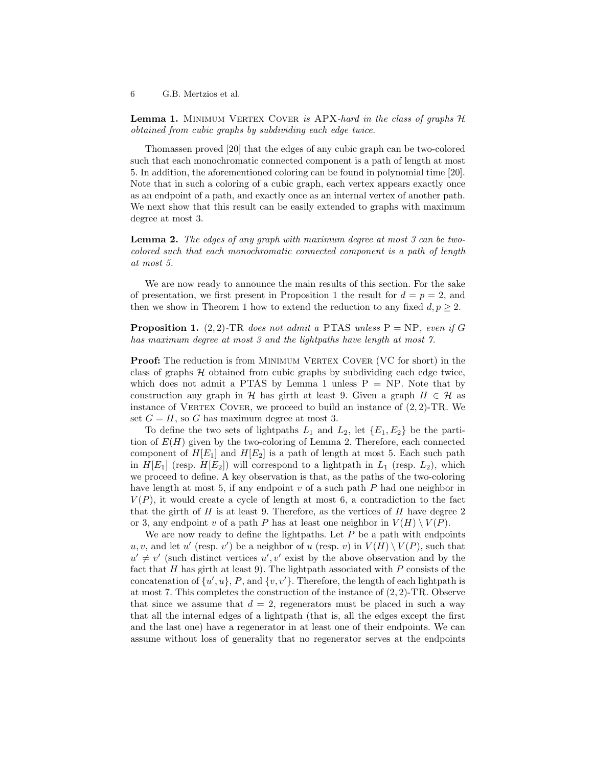**Lemma 1.** Minimum Vertex Cover *is* APX*-hard in the class of graphs $\mathcal{H}$ obtained from cubic graphs by subdividing each edge twice.*

Thomassen proved [20] that the edges of any cubic graph can be two-colored such that each monochromatic connected component is a path of length at most 5. In addition, the aforementioned coloring can be found in polynomial time [20]. Note that in such a coloring of a cubic graph, each vertex appears exactly once as an endpoint of a path, and exactly once as an internal vertex of another path. We next show that this result can be easily extended to graphs with maximum degree at most 3.

**Lemma 2.** *The edges of any graph with maximum degree at most 3 can be two-colored such that each monochromatic connected component is a path of length at most 5.*

We are now ready to announce the main results of this section. For the sake of presentation, we first present in Proposition 1 the result for $d = p = 2$, and then we show in Theorem 1 how to extend the reduction to any fixed $d, p \geq 2$.

**Proposition 1.** $(2, 2)$-TR *does not admit a* PTAS *unless* P = NP*, even if $G$ has maximum degree at most 3 and the lightpaths have length at most 7.*

**Proof:** The reduction is from Minimum Vertex Cover (VC for short) in the class of graphs $\mathcal{H}$ obtained from cubic graphs by subdividing each edge twice, which does not admit a PTAS by Lemma 1 unless P = NP. Note that by construction any graph in $\mathcal{H}$ has girth at least 9. Given a graph $H \in \mathcal{H}$ as instance of Vertex Cover, we proceed to build an instance of $(2, 2)$-TR. We set $G = H$, so $G$ has maximum degree at most 3.

To define the two sets of lightpaths $L_1$ and $L_2$, let $\{E_1, E_2\}$ be the partition of $E(H)$ given by the two-coloring of Lemma 2. Therefore, each connected component of $H[E_1]$ and $H[E_2]$ is a path of length at most 5. Each such path in $H[E_1]$ (resp. $H[E_2]$) will correspond to a lightpath in $L_1$ (resp. $L_2$), which we proceed to define. A key observation is that, as the paths of the two-coloring have length at most 5, if any endpoint $v$ of a such path $P$ had one neighbor in $V(P)$, it would create a cycle of length at most 6, a contradiction to the fact that the girth of $H$ is at least 9. Therefore, as the vertices of $H$ have degree 2 or 3, any endpoint $v$ of a path $P$ has at least one neighbor in $V(H) \setminus V(P)$.

We are now ready to define the lightpaths. Let $P$ be a path with endpoints $u, v$, and let $u'$ (resp. $v'$) be a neighbor of $u$ (resp. $v$) in $V(H) \setminus V(P)$, such that $u' \neq v'$ (such distinct vertices $u', v'$ exist by the above observation and by the fact that $H$ has girth at least 9). The lightpath associated with $P$ consists of the concatenation of $\{u', u\}$, $P$, and $\{v, v'\}$. Therefore, the length of each lightpath is at most 7. This completes the construction of the instance of $(2, 2)$-TR. Observe that since we assume that $d = 2$, regenerators must be placed in such a way that all the internal edges of a lightpath (that is, all the edges except the first and the last one) have a regenerator in at least one of their endpoints. We can assume without loss of generality that no regenerator serves at the endpoints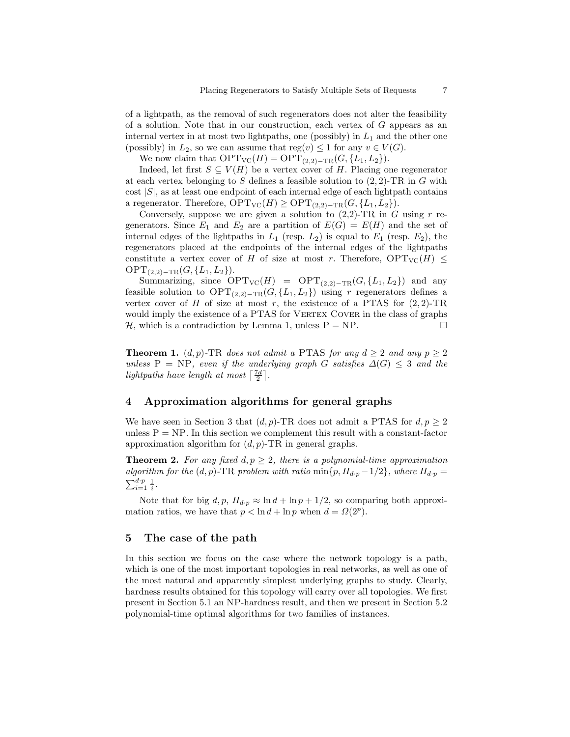of a lightpath, as the removal of such regenerators does not alter the feasibility of a solution. Note that in our construction, each vertex of $G$ appears as an internal vertex in at most two lightpaths, one (possibly) in $L_1$ and the other one (possibly) in $L_2$, so we can assume that $\text{reg}(v) \leq 1$ for any $v \in V(G)$.

We now claim that $\text{OPT}_{\text{VC}}(H) = \text{OPT}_{(2,2)-\text{TR}}(G, \{L_1, L_2\})$.

Indeed, let first $S \subseteq V(H)$ be a vertex cover of $H$. Placing one regenerator at each vertex belonging to $S$ defines a feasible solution to $(2,2)$-TR in $G$ with cost $|S|$, as at least one endpoint of each internal edge of each lightpath contains a regenerator. Therefore, $\text{OPT}_{\text{VC}}(H) \geq \text{OPT}_{(2,2)-\text{TR}}(G, \{L_1, L_2\})$.

Conversely, suppose we are given a solution to (2,2)-TR in $G$ using $r$ regenerators. Since $E_1$ and $E_2$ are a partition of $E(G) = E(H)$ and the set of internal edges of the lightpaths in $L_1$ (resp. $L_2$) is equal to $E_1$ (resp. $E_2$), the regenerators placed at the endpoints of the internal edges of the lightpaths constitute a vertex cover of $H$ of size at most $r$. Therefore, $\text{OPT}_{\text{VC}}(H) \leq \text{OPT}_{(2,2)-\text{TR}}(G, \{L_1, L_2\})$.

Summarizing, since $\text{OPT}_{\text{VC}}(H) = \text{OPT}_{(2,2)-\text{TR}}(G, \{L_1, L_2\})$ and any feasible solution to $\text{OPT}_{(2,2)-\text{TR}}(G, \{L_1, L_2\})$ using $r$ regenerators defines a vertex cover of $H$ of size at most $r$, the existence of a PTAS for $(2,2)$-TR would imply the existence of a PTAS for Vertex Cover in the class of graphs $\mathcal{H}$, which is a contradiction by Lemma 1, unless P = NP. □

**Theorem 1.** *$(d,p)$-TR does not admit a* PTAS *for any $d \geq 2$ and any $p \geq 2$ unless* P = NP*, even if the underlying graph $G$ satisfies $\Delta(G) \leq 3$ and the lightpaths have length at most $\left\lceil \frac{7d}{2} \right\rceil$.*

## 4 Approximation algorithms for general graphs

We have seen in Section 3 that $(d,p)$-TR does not admit a PTAS for $d, p \geq 2$ unless P = NP. In this section we complement this result with a constant-factor approximation algorithm for $(d,p)$-TR in general graphs.

**Theorem 2.** *For any fixed $d, p \geq 2$, there is a polynomial-time approximation algorithm for the $(d,p)$-TR problem with ratio $\min\{p, H_{d \cdot p} - 1/2\}$, where $H_{d \cdot p} = \sum_{i=1}^{d \cdot p} \frac{1}{i}$.*

Note that for big $d, p$, $H_{d \cdot p} \approx \ln d + \ln p + 1/2$, so comparing both approximation ratios, we have that $p < \ln d + \ln p$ when $d = \Omega(2^p)$.

## 5 The case of the path

In this section we focus on the case where the network topology is a path, which is one of the most important topologies in real networks, as well as one of the most natural and apparently simplest underlying graphs to study. Clearly, hardness results obtained for this topology will carry over all topologies. We first present in Section 5.1 an NP-hardness result, and then we present in Section 5.2 polynomial-time optimal algorithms for two families of instances.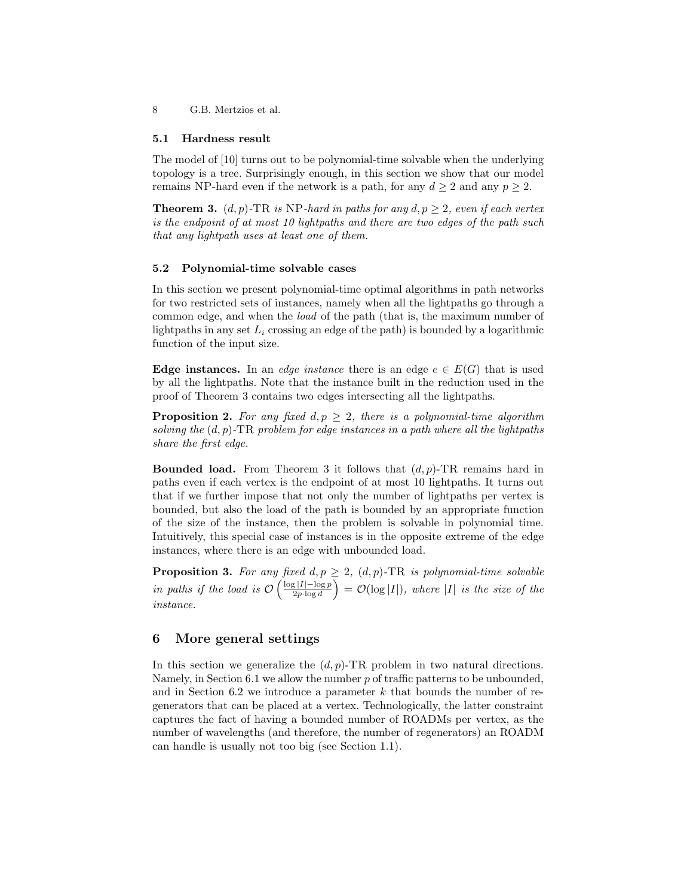### 5.1 Hardness result

The model of [10] turns out to be polynomial-time solvable when the underlying topology is a tree. Surprisingly enough, in this section we show that our model remains NP-hard even if the network is a path, for any $d \geq 2$ and any $p \geq 2$.

**Theorem 3.** *$(d,p)$-TR is NP-hard in paths for any $d, p \geq 2$, even if each vertex is the endpoint of at most 10 lightpaths and there are two edges of the path such that any lightpath uses at least one of them.*

### 5.2 Polynomial-time solvable cases

In this section we present polynomial-time optimal algorithms in path networks for two restricted sets of instances, namely when all the lightpaths go through a common edge, and when the *load* of the path (that is, the maximum number of lightpaths in any set $L_i$ crossing an edge of the path) is bounded by a logarithmic function of the input size.

**Edge instances.** In an *edge instance* there is an edge $e \in E(G)$ that is used by all the lightpaths. Note that the instance built in the reduction used in the proof of Theorem 3 contains two edges intersecting all the lightpaths.

**Proposition 2.** *For any fixed $d, p \geq 2$, there is a polynomial-time algorithm solving the $(d,p)$-TR problem for edge instances in a path where all the lightpaths share the first edge.*

**Bounded load.** From Theorem 3 it follows that $(d,p)$-TR remains hard in paths even if each vertex is the endpoint of at most 10 lightpaths. It turns out that if we further impose that not only the number of lightpaths per vertex is bounded, but also the load of the path is bounded by an appropriate function of the size of the instance, then the problem is solvable in polynomial time. Intuitively, this special case of instances is in the opposite extreme of the edge instances, where there is an edge with unbounded load.

**Proposition 3.** *For any fixed $d, p \geq 2$, $(d,p)$-TR is polynomial-time solvable in paths if the load is $\mathcal{O}\left(\frac{\log |I| - \log p}{2p \cdot \log d}\right) = \mathcal{O}(\log |I|)$, where $|I|$ is the size of the instance.*

## 6 More general settings

In this section we generalize the $(d,p)$-TR problem in two natural directions. Namely, in Section 6.1 we allow the number $p$ of traffic patterns to be unbounded, and in Section 6.2 we introduce a parameter $k$ that bounds the number of regenerators that can be placed at a vertex. Technologically, the latter constraint captures the fact of having a bounded number of ROADMs per vertex, as the number of wavelengths (and therefore, the number of regenerators) an ROADM can handle is usually not too big (see Section 1.1).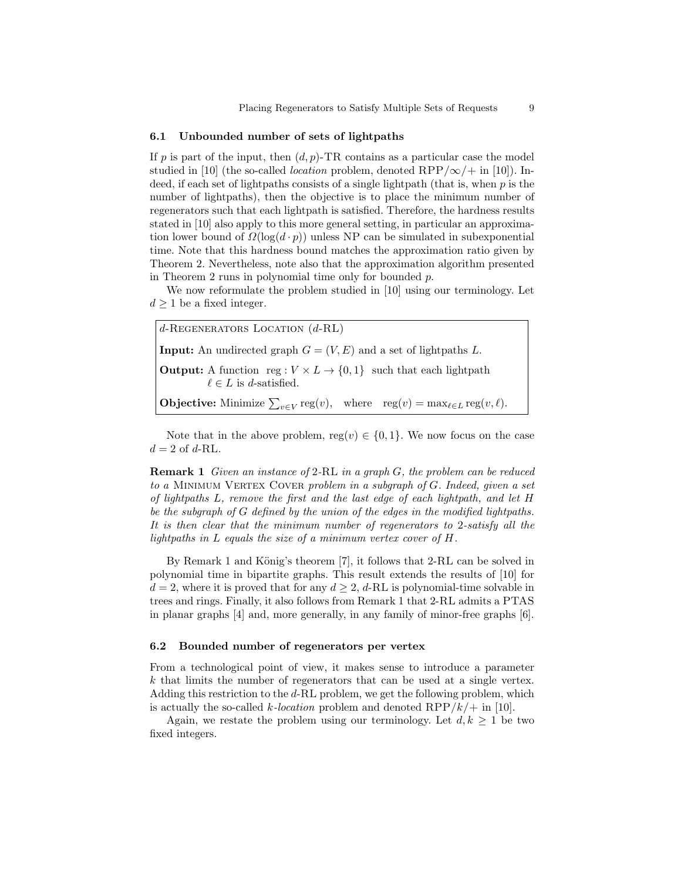### 6.1 Unbounded number of sets of lightpaths

If $p$ is part of the input, then $(d, p)$-TR contains as a particular case the model studied in [10] (the so-called *location* problem, denoted RPP$/\infty/+$ in [10]). Indeed, if each set of lightpaths consists of a single lightpath (that is, when $p$ is the number of lightpaths), then the objective is to place the minimum number of regenerators such that each lightpath is satisfied. Therefore, the hardness results stated in [10] also apply to this more general setting, in particular an approximation lower bound of $\Omega(\log(d \cdot p))$ unless NP can be simulated in subexponential time. Note that this hardness bound matches the approximation ratio given by Theorem 2. Nevertheless, note also that the approximation algorithm presented in Theorem 2 runs in polynomial time only for bounded $p$.

We now reformulate the problem studied in [10] using our terminology. Let $d \geq 1$ be a fixed integer.

> $d$-Regenerators Location ($d$-RL)
>
> **Input:** An undirected graph $G = (V, E)$ and a set of lightpaths $L$.
>
> **Output:** A function $\text{reg} : V \times L \to \{0, 1\}$ such that each lightpath $\ell \in L$ is $d$-satisfied.
>
> **Objective:** Minimize $\sum_{v \in V} \text{reg}(v)$, where $\text{reg}(v) = \max_{\ell \in L} \text{reg}(v, \ell)$.

Note that in the above problem, $\text{reg}(v) \in \{0, 1\}$. We now focus on the case $d = 2$ of $d$-RL.

**Remark 1** *Given an instance of* 2-RL *in a graph $G$, the problem can be reduced to a* Minimum Vertex Cover *problem in a subgraph of $G$. Indeed, given a set of lightpaths $L$, remove the first and the last edge of each lightpath, and let $H$ be the subgraph of $G$ defined by the union of the edges in the modified lightpaths. It is then clear that the minimum number of regenerators to 2-satisfy all the lightpaths in $L$ equals the size of a minimum vertex cover of $H$.*

By Remark 1 and König's theorem [7], it follows that 2-RL can be solved in polynomial time in bipartite graphs. This result extends the results of [10] for $d = 2$, where it is proved that for any $d \geq 2$, $d$-RL is polynomial-time solvable in trees and rings. Finally, it also follows from Remark 1 that 2-RL admits a PTAS in planar graphs [4] and, more generally, in any family of minor-free graphs [6].

### 6.2 Bounded number of regenerators per vertex

From a technological point of view, it makes sense to introduce a parameter $k$ that limits the number of regenerators that can be used at a single vertex. Adding this restriction to the $d$-RL problem, we get the following problem, which is actually the so-called *k-location* problem and denoted RPP$/k/+$ in [10].

Again, we restate the problem using our terminology. Let $d, k \geq 1$ be two fixed integers.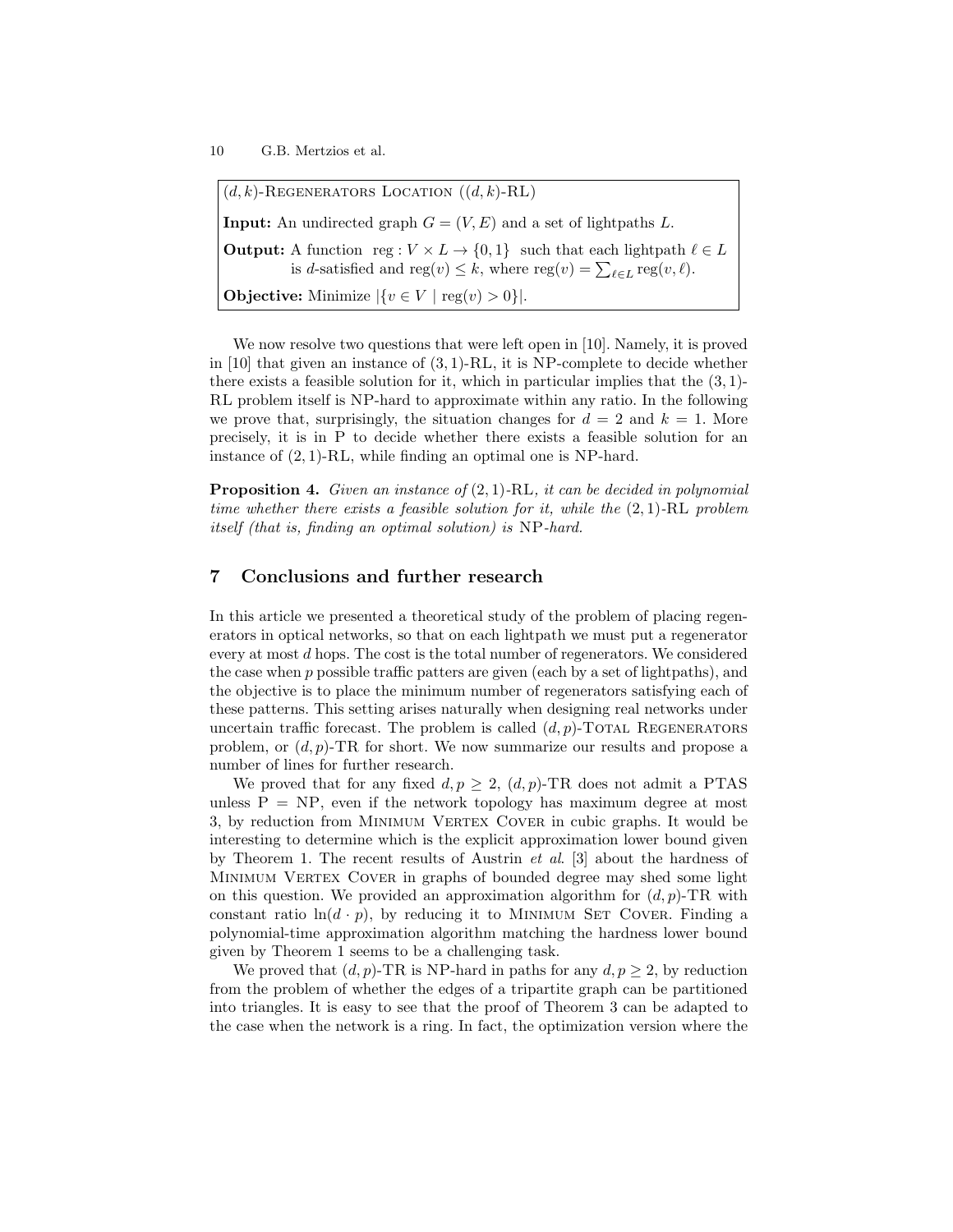$(d, k)$-REGENERATORS LOCATION ($(d, k)$-RL)

**Input:** An undirected graph $G = (V, E)$ and a set of lightpaths $L$.

**Output:** A function $\text{reg} : V \times L \rightarrow \{0, 1\}$ such that each lightpath $\ell \in L$ is $d$-satisfied and $\text{reg}(v) \leq k$, where $\text{reg}(v) = \sum_{\ell \in L} \text{reg}(v, \ell)$.

**Objective:** Minimize $|\{v \in V \mid \text{reg}(v) > 0\}|$.

We now resolve two questions that were left open in [10]. Namely, it is proved in [10] that given an instance of $(3, 1)$-RL, it is NP-complete to decide whether there exists a feasible solution for it, which in particular implies that the $(3, 1)$-RL problem itself is NP-hard to approximate within any ratio. In the following we prove that, surprisingly, the situation changes for $d = 2$ and $k = 1$. More precisely, it is in P to decide whether there exists a feasible solution for an instance of $(2, 1)$-RL, while finding an optimal one is NP-hard.

**Proposition 4.** *Given an instance of* $(2, 1)$-RL*, it can be decided in polynomial time whether there exists a feasible solution for it, while the* $(2, 1)$-RL *problem itself (that is, finding an optimal solution) is* NP*-hard.*

## 7 Conclusions and further research

In this article we presented a theoretical study of the problem of placing regenerators in optical networks, so that on each lightpath we must put a regenerator every at most $d$ hops. The cost is the total number of regenerators. We considered the case when $p$ possible traffic patters are given (each by a set of lightpaths), and the objective is to place the minimum number of regenerators satisfying each of these patterns. This setting arises naturally when designing real networks under uncertain traffic forecast. The problem is called $(d, p)$-TOTAL REGENERATORS problem, or $(d, p)$-TR for short. We now summarize our results and propose a number of lines for further research.

We proved that for any fixed $d, p \geq 2$, $(d, p)$-TR does not admit a PTAS unless P = NP, even if the network topology has maximum degree at most 3, by reduction from MINIMUM VERTEX COVER in cubic graphs. It would be interesting to determine which is the explicit approximation lower bound given by Theorem 1. The recent results of Austrin *et al.* [3] about the hardness of MINIMUM VERTEX COVER in graphs of bounded degree may shed some light on this question. We provided an approximation algorithm for $(d, p)$-TR with constant ratio $\ln(d \cdot p)$, by reducing it to MINIMUM SET COVER. Finding a polynomial-time approximation algorithm matching the hardness lower bound given by Theorem 1 seems to be a challenging task.

We proved that $(d, p)$-TR is NP-hard in paths for any $d, p \geq 2$, by reduction from the problem of whether the edges of a tripartite graph can be partitioned into triangles. It is easy to see that the proof of Theorem 3 can be adapted to the case when the network is a ring. In fact, the optimization version where the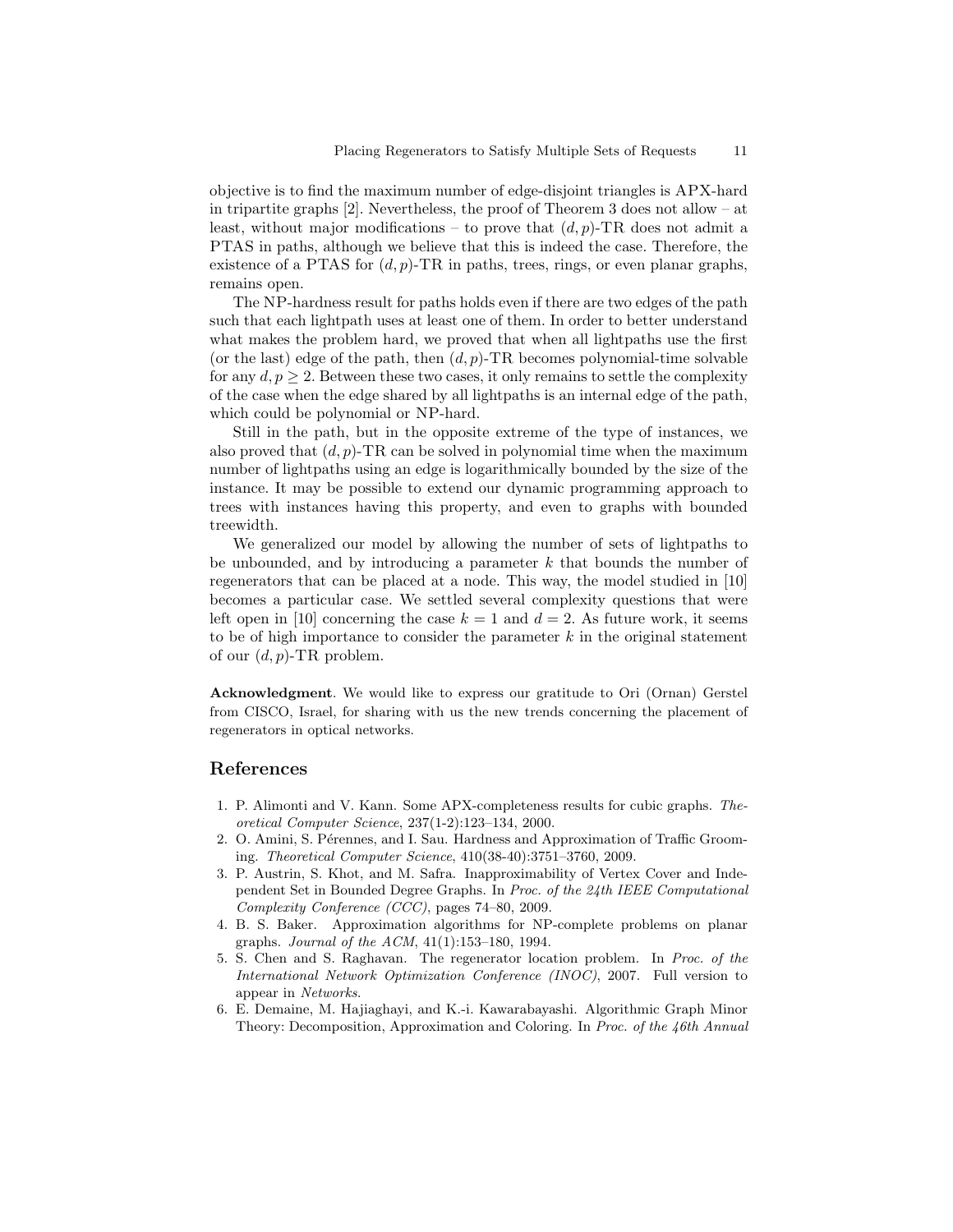objective is to find the maximum number of edge-disjoint triangles is APX-hard in tripartite graphs [2]. Nevertheless, the proof of Theorem 3 does not allow – at least, without major modifications – to prove that $(d,p)$-TR does not admit a PTAS in paths, although we believe that this is indeed the case. Therefore, the existence of a PTAS for $(d,p)$-TR in paths, trees, rings, or even planar graphs, remains open.

The NP-hardness result for paths holds even if there are two edges of the path such that each lightpath uses at least one of them. In order to better understand what makes the problem hard, we proved that when all lightpaths use the first (or the last) edge of the path, then $(d,p)$-TR becomes polynomial-time solvable for any $d,p \geq 2$. Between these two cases, it only remains to settle the complexity of the case when the edge shared by all lightpaths is an internal edge of the path, which could be polynomial or NP-hard.

Still in the path, but in the opposite extreme of the type of instances, we also proved that $(d,p)$-TR can be solved in polynomial time when the maximum number of lightpaths using an edge is logarithmically bounded by the size of the instance. It may be possible to extend our dynamic programming approach to trees with instances having this property, and even to graphs with bounded treewidth.

We generalized our model by allowing the number of sets of lightpaths to be unbounded, and by introducing a parameter $k$ that bounds the number of regenerators that can be placed at a node. This way, the model studied in [10] becomes a particular case. We settled several complexity questions that were left open in [10] concerning the case $k = 1$ and $d = 2$. As future work, it seems to be of high importance to consider the parameter $k$ in the original statement of our $(d,p)$-TR problem.

**Acknowledgment**. We would like to express our gratitude to Ori (Ornan) Gerstel from CISCO, Israel, for sharing with us the new trends concerning the placement of regenerators in optical networks.

## References

1. P. Alimonti and V. Kann. Some APX-completeness results for cubic graphs. *Theoretical Computer Science*, 237(1-2):123–134, 2000.
2. O. Amini, S. Pérennes, and I. Sau. Hardness and Approximation of Traffic Grooming. *Theoretical Computer Science*, 410(38-40):3751–3760, 2009.
3. P. Austrin, S. Khot, and M. Safra. Inapproximability of Vertex Cover and Independent Set in Bounded Degree Graphs. In *Proc. of the 24th IEEE Computational Complexity Conference (CCC)*, pages 74–80, 2009.
4. B. S. Baker. Approximation algorithms for NP-complete problems on planar graphs. *Journal of the ACM*, 41(1):153–180, 1994.
5. S. Chen and S. Raghavan. The regenerator location problem. In *Proc. of the International Network Optimization Conference (INOC)*, 2007. Full version to appear in *Networks*.
6. E. Demaine, M. Hajiaghayi, and K.-i. Kawarabayashi. Algorithmic Graph Minor Theory: Decomposition, Approximation and Coloring. In *Proc. of the 46th Annual*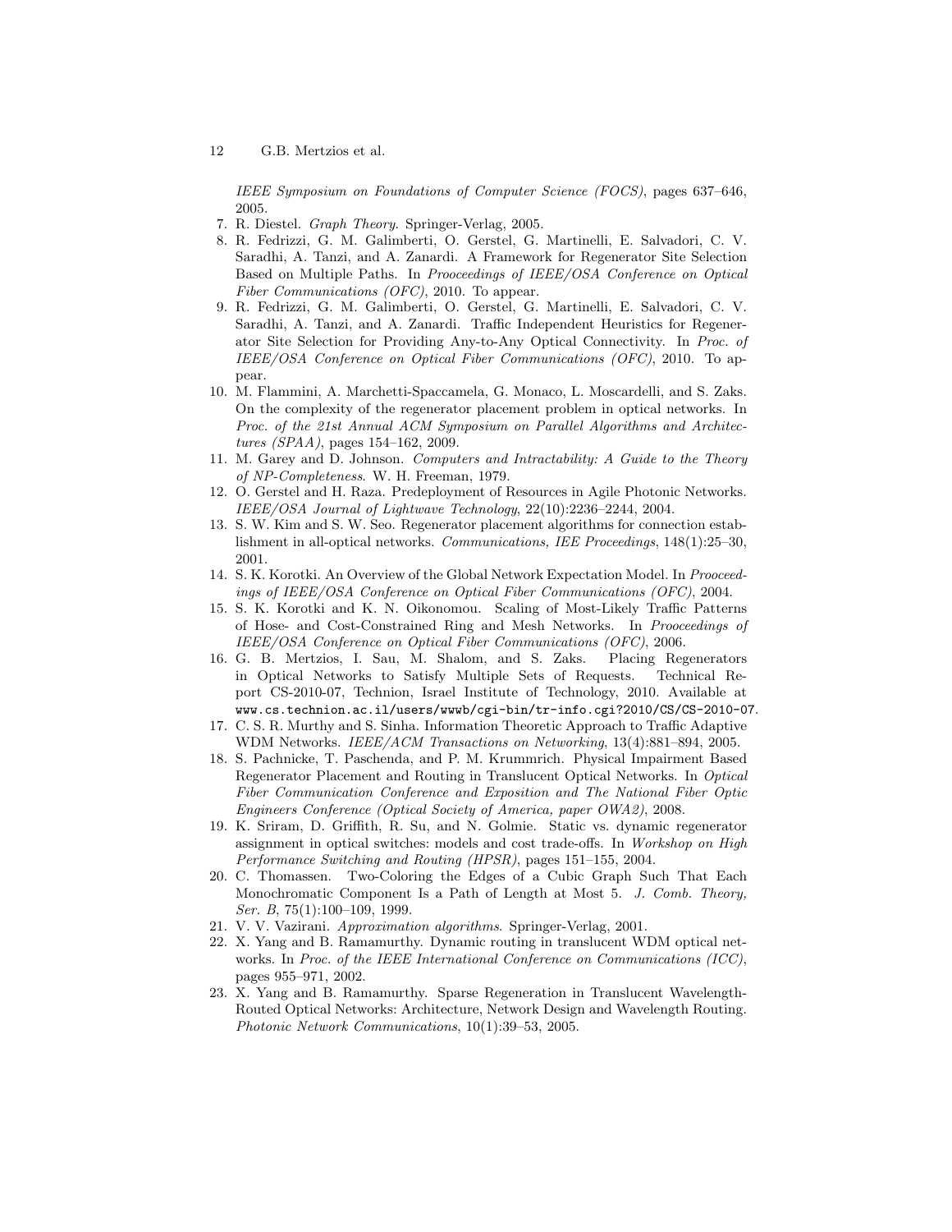*IEEE Symposium on Foundations of Computer Science (FOCS)*, pages 637–646, 2005.

7. R. Diestel. *Graph Theory*. Springer-Verlag, 2005.
8. R. Fedrizzi, G. M. Galimberti, O. Gerstel, G. Martinelli, E. Salvadori, C. V. Saradhi, A. Tanzi, and A. Zanardi. A Framework for Regenerator Site Selection Based on Multiple Paths. In *Prooceedings of IEEE/OSA Conference on Optical Fiber Communications (OFC)*, 2010. To appear.
9. R. Fedrizzi, G. M. Galimberti, O. Gerstel, G. Martinelli, E. Salvadori, C. V. Saradhi, A. Tanzi, and A. Zanardi. Traffic Independent Heuristics for Regenerator Site Selection for Providing Any-to-Any Optical Connectivity. In *Proc. of IEEE/OSA Conference on Optical Fiber Communications (OFC)*, 2010. To appear.
10. M. Flammini, A. Marchetti-Spaccamela, G. Monaco, L. Moscardelli, and S. Zaks. On the complexity of the regenerator placement problem in optical networks. In *Proc. of the 21st Annual ACM Symposium on Parallel Algorithms and Architectures (SPAA)*, pages 154–162, 2009.
11. M. Garey and D. Johnson. *Computers and Intractability: A Guide to the Theory of NP-Completeness*. W. H. Freeman, 1979.
12. O. Gerstel and H. Raza. Predeployment of Resources in Agile Photonic Networks. *IEEE/OSA Journal of Lightwave Technology*, 22(10):2236–2244, 2004.
13. S. W. Kim and S. W. Seo. Regenerator placement algorithms for connection establishment in all-optical networks. *Communications, IEE Proceedings*, 148(1):25–30, 2001.
14. S. K. Korotki. An Overview of the Global Network Expectation Model. In *Prooceedings of IEEE/OSA Conference on Optical Fiber Communications (OFC)*, 2004.
15. S. K. Korotki and K. N. Oikonomou. Scaling of Most-Likely Traffic Patterns of Hose- and Cost-Constrained Ring and Mesh Networks. In *Prooceedings of IEEE/OSA Conference on Optical Fiber Communications (OFC)*, 2006.
16. G. B. Mertzios, I. Sau, M. Shalom, and S. Zaks. Placing Regenerators in Optical Networks to Satisfy Multiple Sets of Requests. Technical Report CS-2010-07, Technion, Israel Institute of Technology, 2010. Available at `www.cs.technion.ac.il/users/wwwb/cgi-bin/tr-info.cgi?2010/CS/CS-2010-07`.
17. C. S. R. Murthy and S. Sinha. Information Theoretic Approach to Traffic Adaptive WDM Networks. *IEEE/ACM Transactions on Networking*, 13(4):881–894, 2005.
18. S. Pachnicke, T. Paschenda, and P. M. Krummrich. Physical Impairment Based Regenerator Placement and Routing in Translucent Optical Networks. In *Optical Fiber Communication Conference and Exposition and The National Fiber Optic Engineers Conference (Optical Society of America, paper OWA2)*, 2008.
19. K. Sriram, D. Griffith, R. Su, and N. Golmie. Static vs. dynamic regenerator assignment in optical switches: models and cost trade-offs. In *Workshop on High Performance Switching and Routing (HPSR)*, pages 151–155, 2004.
20. C. Thomassen. Two-Coloring the Edges of a Cubic Graph Such That Each Monochromatic Component Is a Path of Length at Most 5. *J. Comb. Theory, Ser. B*, 75(1):100–109, 1999.
21. V. V. Vazirani. *Approximation algorithms*. Springer-Verlag, 2001.
22. X. Yang and B. Ramamurthy. Dynamic routing in translucent WDM optical networks. In *Proc. of the IEEE International Conference on Communications (ICC)*, pages 955–971, 2002.
23. X. Yang and B. Ramamurthy. Sparse Regeneration in Translucent Wavelength-Routed Optical Networks: Architecture, Network Design and Wavelength Routing. *Photonic Network Communications*, 10(1):39–53, 2005.